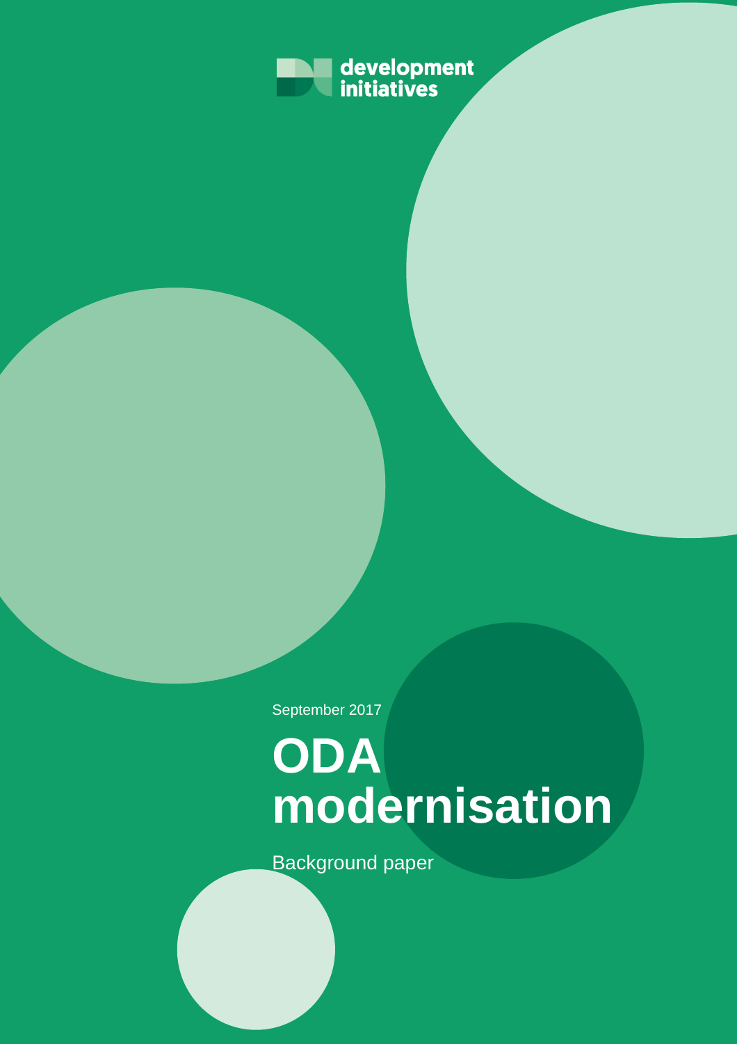development initiatives

September 2017

# ODA modernisation

Background paper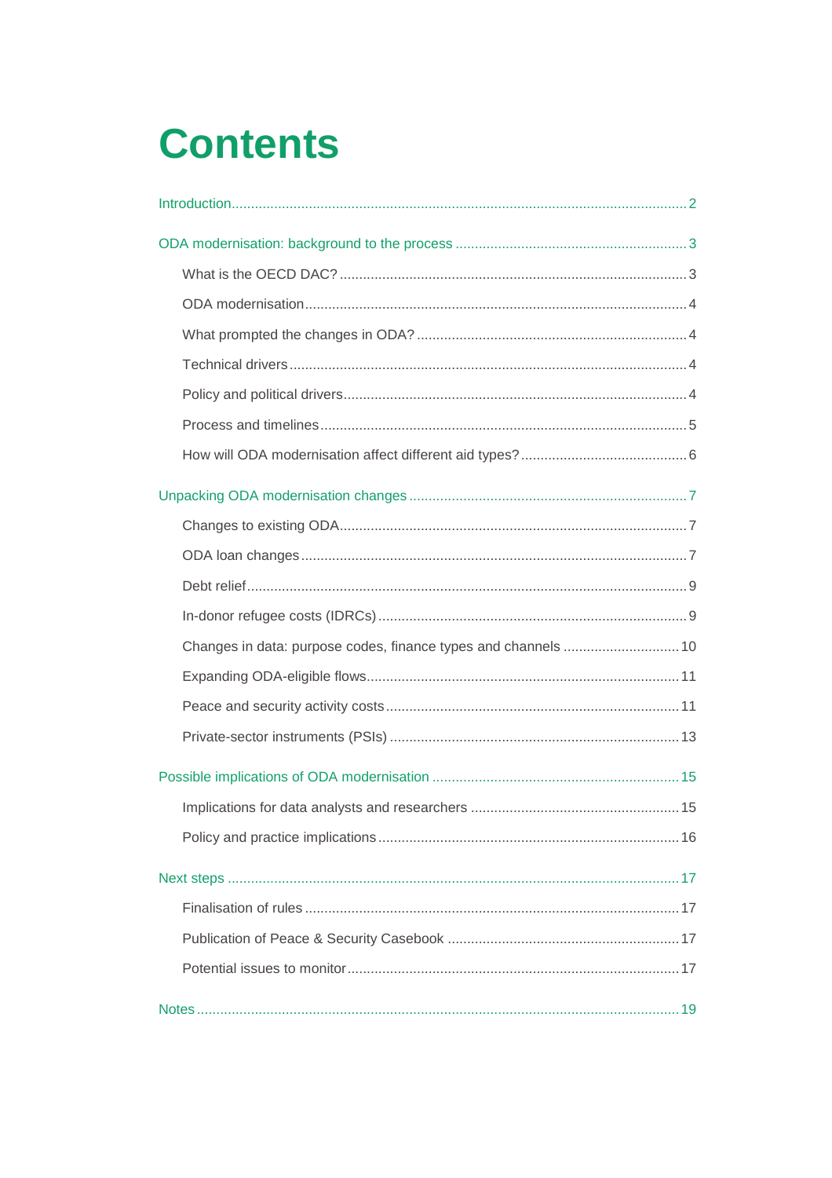# Contents

Introduction ..... 2

ODA modernisation: background to the process ..... 3

- What is the OECD DAC? ..... 3
- ODA modernisation ..... 4
- What prompted the changes in ODA? ..... 4
- Technical drivers ..... 4
- Policy and political drivers ..... 4
- Process and timelines ..... 5
- How will ODA modernisation affect different aid types? ..... 6

Unpacking ODA modernisation changes ..... 7

- Changes to existing ODA ..... 7
- ODA loan changes ..... 7
- Debt relief ..... 9
- In-donor refugee costs (IDRCs) ..... 9
- Changes in data: purpose codes, finance types and channels ..... 10
- Expanding ODA-eligible flows ..... 11
- Peace and security activity costs ..... 11
- Private-sector instruments (PSIs) ..... 13

Possible implications of ODA modernisation ..... 15

- Implications for data analysts and researchers ..... 15
- Policy and practice implications ..... 16

Next steps ..... 17

- Finalisation of rules ..... 17
- Publication of Peace & Security Casebook ..... 17
- Potential issues to monitor ..... 17

Notes ..... 19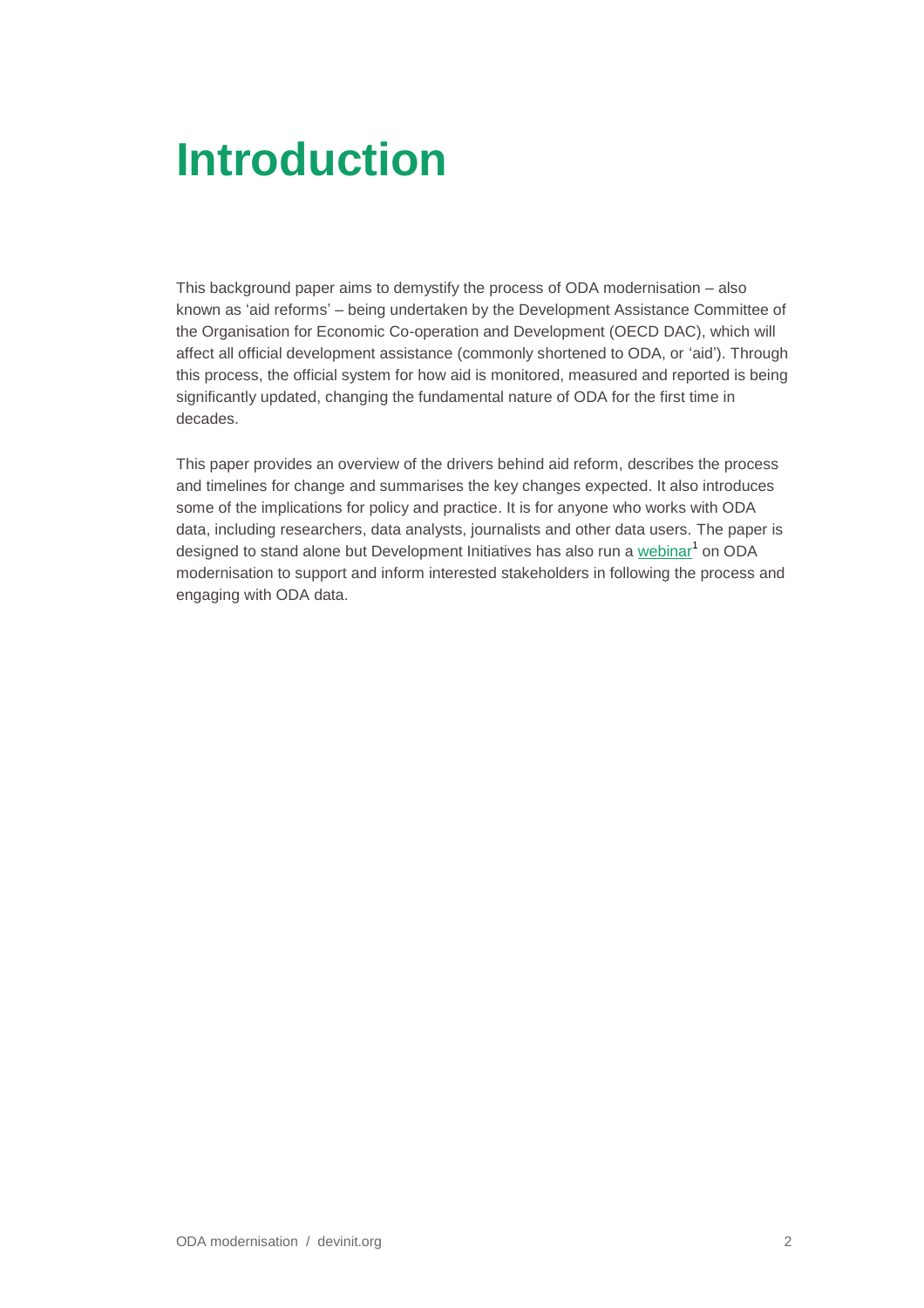# Introduction

This background paper aims to demystify the process of ODA modernisation – also known as 'aid reforms' – being undertaken by the Development Assistance Committee of the Organisation for Economic Co-operation and Development (OECD DAC), which will affect all official development assistance (commonly shortened to ODA, or 'aid'). Through this process, the official system for how aid is monitored, measured and reported is being significantly updated, changing the fundamental nature of ODA for the first time in decades.

This paper provides an overview of the drivers behind aid reform, describes the process and timelines for change and summarises the key changes expected. It also introduces some of the implications for policy and practice. It is for anyone who works with ODA data, including researchers, data analysts, journalists and other data users. The paper is designed to stand alone but Development Initiatives has also run a webinar[1] on ODA modernisation to support and inform interested stakeholders in following the process and engaging with ODA data.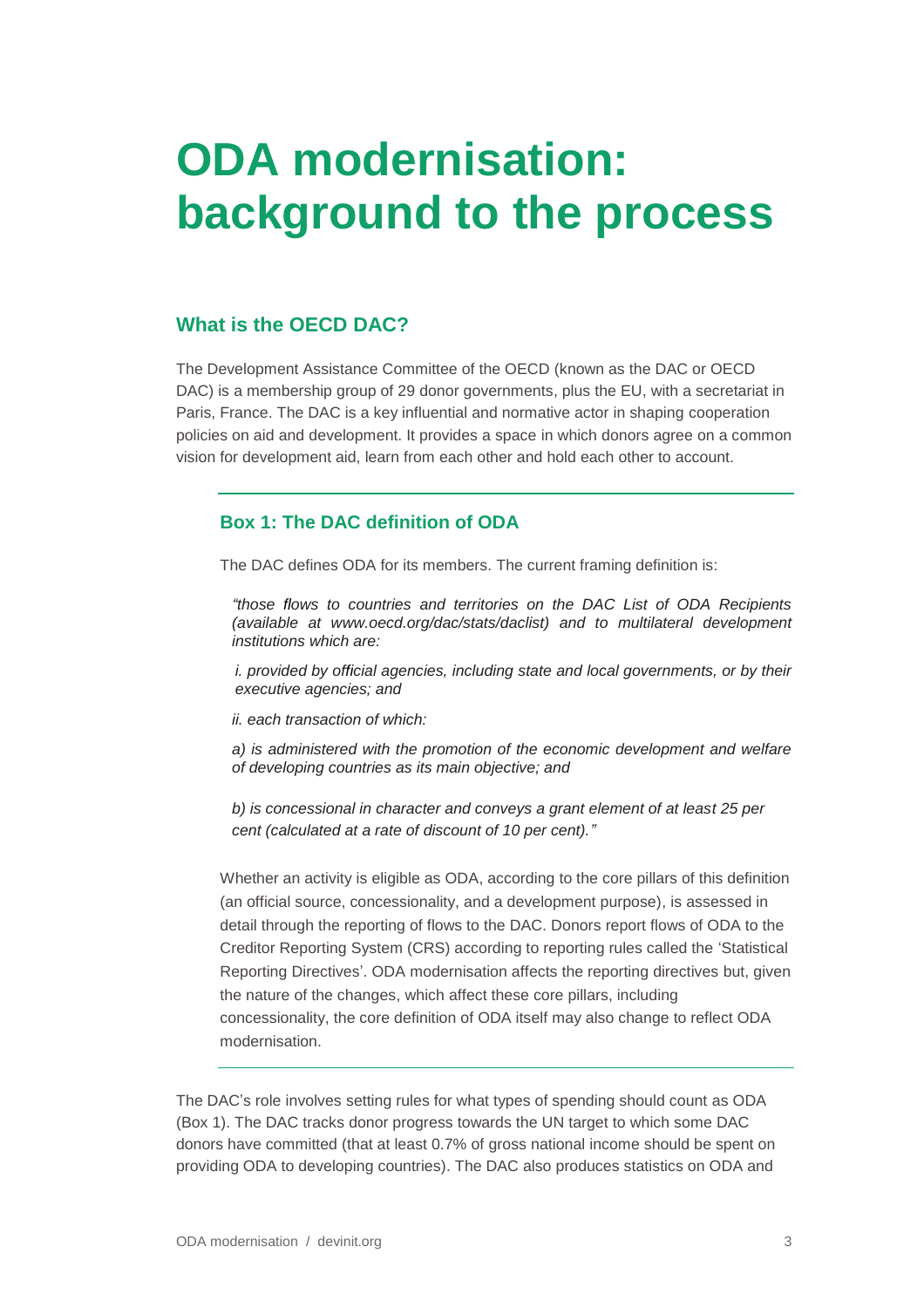# ODA modernisation: background to the process

## What is the OECD DAC?

The Development Assistance Committee of the OECD (known as the DAC or OECD DAC) is a membership group of 29 donor governments, plus the EU, with a secretariat in Paris, France. The DAC is a key influential and normative actor in shaping cooperation policies on aid and development. It provides a space in which donors agree on a common vision for development aid, learn from each other and hold each other to account.

### Box 1: The DAC definition of ODA

The DAC defines ODA for its members. The current framing definition is:

> *"those flows to countries and territories on the DAC List of ODA Recipients (available at www.oecd.org/dac/stats/daclist) and to multilateral development institutions which are:*
>
> *i. provided by official agencies, including state and local governments, or by their executive agencies; and*
>
> *ii. each transaction of which:*
>
> *a) is administered with the promotion of the economic development and welfare of developing countries as its main objective; and*
>
> *b) is concessional in character and conveys a grant element of at least 25 per cent (calculated at a rate of discount of 10 per cent)."*

Whether an activity is eligible as ODA, according to the core pillars of this definition (an official source, concessionality, and a development purpose), is assessed in detail through the reporting of flows to the DAC. Donors report flows of ODA to the Creditor Reporting System (CRS) according to reporting rules called the 'Statistical Reporting Directives'. ODA modernisation affects the reporting directives but, given the nature of the changes, which affect these core pillars, including concessionality, the core definition of ODA itself may also change to reflect ODA modernisation.

---

The DAC's role involves setting rules for what types of spending should count as ODA (Box 1). The DAC tracks donor progress towards the UN target to which some DAC donors have committed (that at least 0.7% of gross national income should be spent on providing ODA to developing countries). The DAC also produces statistics on ODA and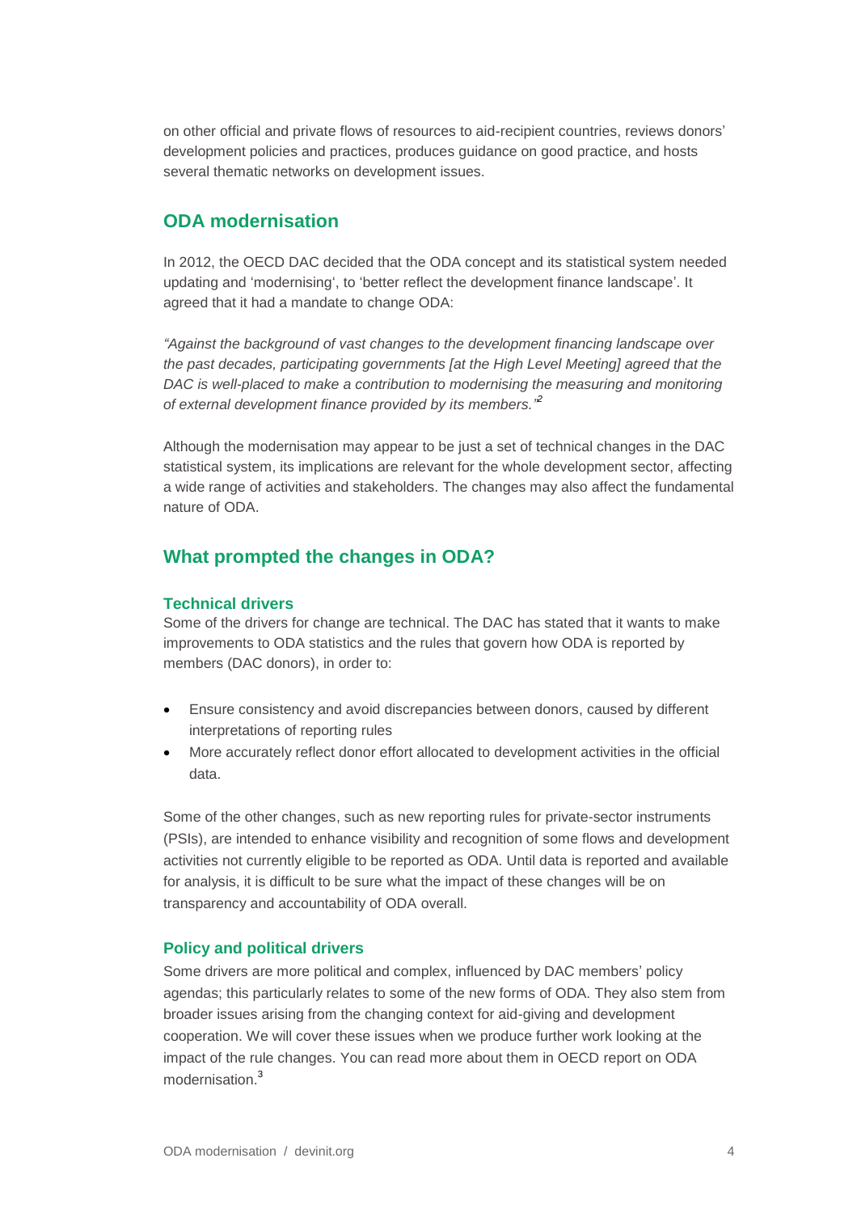on other official and private flows of resources to aid-recipient countries, reviews donors' development policies and practices, produces guidance on good practice, and hosts several thematic networks on development issues.

## ODA modernisation

In 2012, the OECD DAC decided that the ODA concept and its statistical system needed updating and 'modernising', to 'better reflect the development finance landscape'. It agreed that it had a mandate to change ODA:

*"Against the background of vast changes to the development financing landscape over the past decades, participating governments [at the High Level Meeting] agreed that the DAC is well-placed to make a contribution to modernising the measuring and monitoring of external development finance provided by its members."*[2]

Although the modernisation may appear to be just a set of technical changes in the DAC statistical system, its implications are relevant for the whole development sector, affecting a wide range of activities and stakeholders. The changes may also affect the fundamental nature of ODA.

## What prompted the changes in ODA?

### Technical drivers

Some of the drivers for change are technical. The DAC has stated that it wants to make improvements to ODA statistics and the rules that govern how ODA is reported by members (DAC donors), in order to:

- Ensure consistency and avoid discrepancies between donors, caused by different interpretations of reporting rules
- More accurately reflect donor effort allocated to development activities in the official data.

Some of the other changes, such as new reporting rules for private-sector instruments (PSIs), are intended to enhance visibility and recognition of some flows and development activities not currently eligible to be reported as ODA. Until data is reported and available for analysis, it is difficult to be sure what the impact of these changes will be on transparency and accountability of ODA overall.

### Policy and political drivers

Some drivers are more political and complex, influenced by DAC members' policy agendas; this particularly relates to some of the new forms of ODA. They also stem from broader issues arising from the changing context for aid-giving and development cooperation. We will cover these issues when we produce further work looking at the impact of the rule changes. You can read more about them in OECD report on ODA modernisation.[3]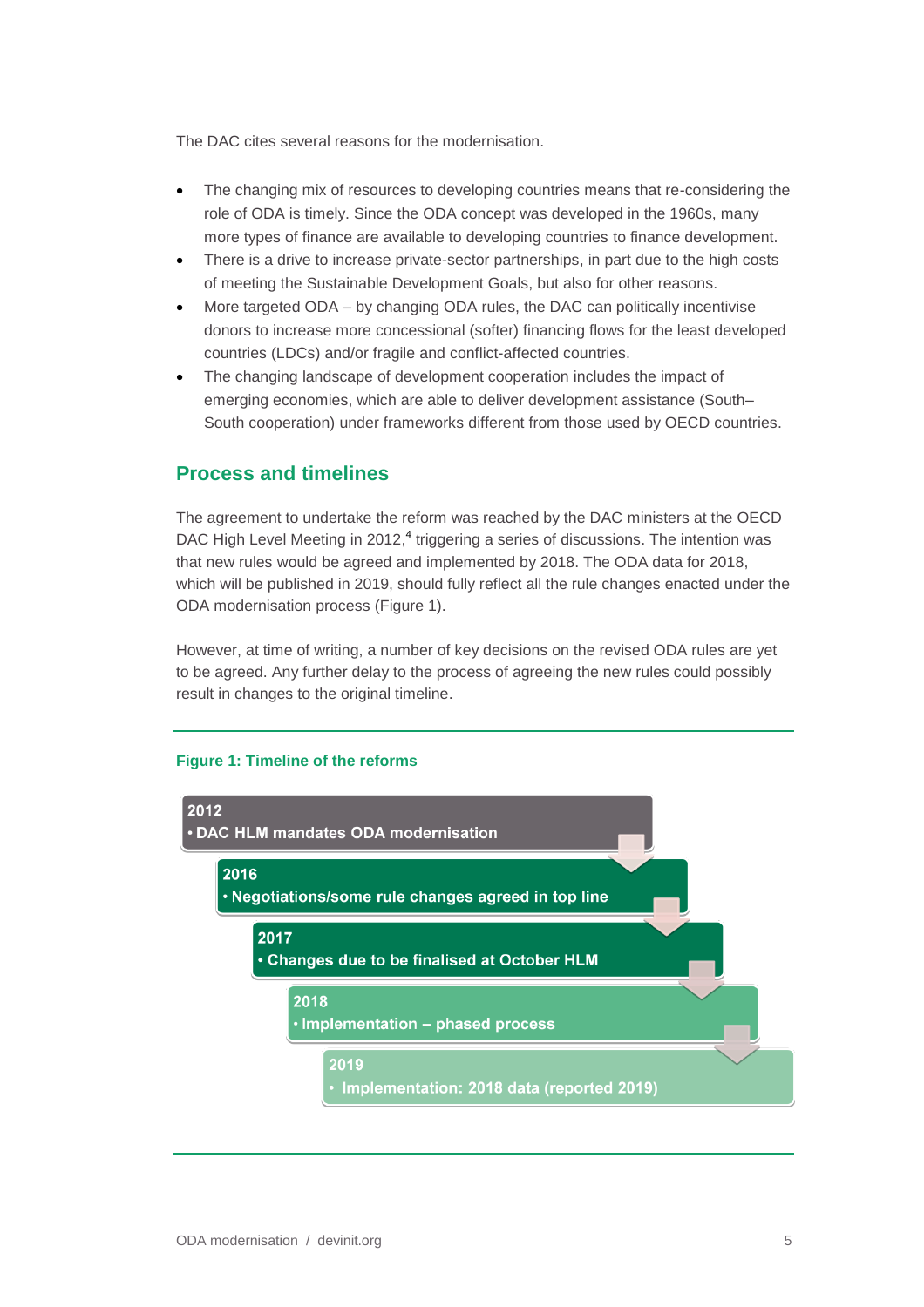The DAC cites several reasons for the modernisation.

- The changing mix of resources to developing countries means that re-considering the role of ODA is timely. Since the ODA concept was developed in the 1960s, many more types of finance are available to developing countries to finance development.
- There is a drive to increase private-sector partnerships, in part due to the high costs of meeting the Sustainable Development Goals, but also for other reasons.
- More targeted ODA – by changing ODA rules, the DAC can politically incentivise donors to increase more concessional (softer) financing flows for the least developed countries (LDCs) and/or fragile and conflict-affected countries.
- The changing landscape of development cooperation includes the impact of emerging economies, which are able to deliver development assistance (South–South cooperation) under frameworks different from those used by OECD countries.

## Process and timelines

The agreement to undertake the reform was reached by the DAC ministers at the OECD DAC High Level Meeting in 2012,[4] triggering a series of discussions. The intention was that new rules would be agreed and implemented by 2018. The ODA data for 2018, which will be published in 2019, should fully reflect all the rule changes enacted under the ODA modernisation process (Figure 1).

However, at time of writing, a number of key decisions on the revised ODA rules are yet to be agreed. Any further delay to the process of agreeing the new rules could possibly result in changes to the original timeline.

**Figure 1: Timeline of the reforms**

**2012**
- DAC HLM mandates ODA modernisation

**2016**
- Negotiations/some rule changes agreed in top line

**2017**
- Changes due to be finalised at October HLM

**2018**
- Implementation – phased process

**2019**
- Implementation: 2018 data (reported 2019)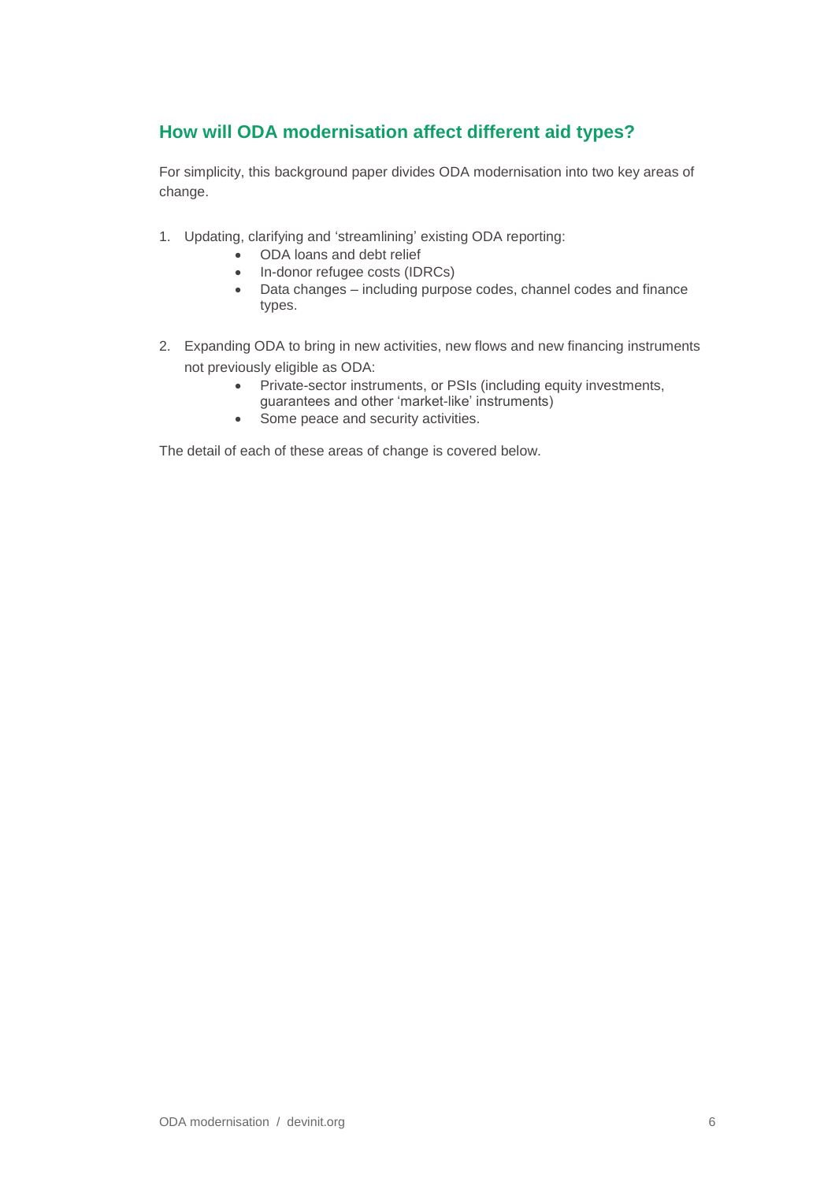## How will ODA modernisation affect different aid types?

For simplicity, this background paper divides ODA modernisation into two key areas of change.

1. Updating, clarifying and 'streamlining' existing ODA reporting:
    - ODA loans and debt relief
    - In-donor refugee costs (IDRCs)
    - Data changes – including purpose codes, channel codes and finance types.

2. Expanding ODA to bring in new activities, new flows and new financing instruments not previously eligible as ODA:
    - Private-sector instruments, or PSIs (including equity investments, guarantees and other 'market-like' instruments)
    - Some peace and security activities.

The detail of each of these areas of change is covered below.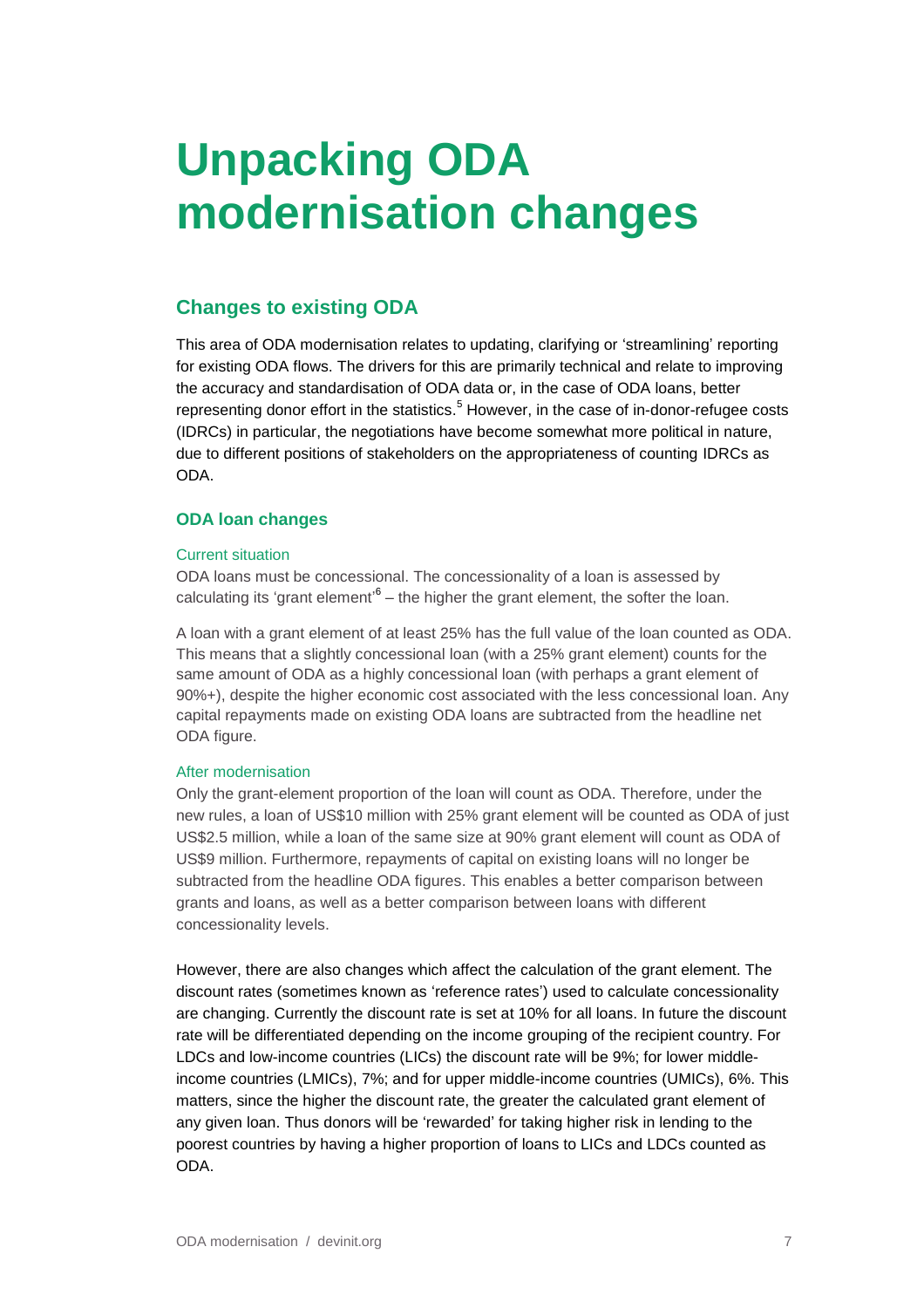# Unpacking ODA modernisation changes

## Changes to existing ODA

This area of ODA modernisation relates to updating, clarifying or 'streamlining' reporting for existing ODA flows. The drivers for this are primarily technical and relate to improving the accuracy and standardisation of ODA data or, in the case of ODA loans, better representing donor effort in the statistics.[5] However, in the case of in-donor-refugee costs (IDRCs) in particular, the negotiations have become somewhat more political in nature, due to different positions of stakeholders on the appropriateness of counting IDRCs as ODA.

### ODA loan changes

#### Current situation

ODA loans must be concessional. The concessionality of a loan is assessed by calculating its 'grant element'[6] – the higher the grant element, the softer the loan.

A loan with a grant element of at least 25% has the full value of the loan counted as ODA. This means that a slightly concessional loan (with a 25% grant element) counts for the same amount of ODA as a highly concessional loan (with perhaps a grant element of 90%+), despite the higher economic cost associated with the less concessional loan. Any capital repayments made on existing ODA loans are subtracted from the headline net ODA figure.

#### After modernisation

Only the grant-element proportion of the loan will count as ODA. Therefore, under the new rules, a loan of US$10 million with 25% grant element will be counted as ODA of just US$2.5 million, while a loan of the same size at 90% grant element will count as ODA of US$9 million. Furthermore, repayments of capital on existing loans will no longer be subtracted from the headline ODA figures. This enables a better comparison between grants and loans, as well as a better comparison between loans with different concessionality levels.

However, there are also changes which affect the calculation of the grant element. The discount rates (sometimes known as 'reference rates') used to calculate concessionality are changing. Currently the discount rate is set at 10% for all loans. In future the discount rate will be differentiated depending on the income grouping of the recipient country. For LDCs and low-income countries (LICs) the discount rate will be 9%; for lower middle-income countries (LMICs), 7%; and for upper middle-income countries (UMICs), 6%. This matters, since the higher the discount rate, the greater the calculated grant element of any given loan. Thus donors will be 'rewarded' for taking higher risk in lending to the poorest countries by having a higher proportion of loans to LICs and LDCs counted as ODA.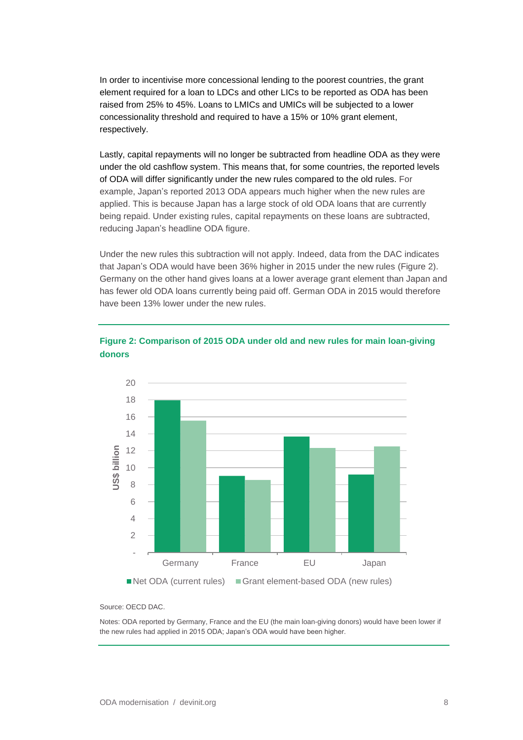In order to incentivise more concessional lending to the poorest countries, the grant element required for a loan to LDCs and other LICs to be reported as ODA has been raised from 25% to 45%. Loans to LMICs and UMICs will be subjected to a lower concessionality threshold and required to have a 15% or 10% grant element, respectively.

Lastly, capital repayments will no longer be subtracted from headline ODA as they were under the old cashflow system. This means that, for some countries, the reported levels of ODA will differ significantly under the new rules compared to the old rules. For example, Japan's reported 2013 ODA appears much higher when the new rules are applied. This is because Japan has a large stock of old ODA loans that are currently being repaid. Under existing rules, capital repayments on these loans are subtracted, reducing Japan's headline ODA figure.

Under the new rules this subtraction will not apply. Indeed, data from the DAC indicates that Japan's ODA would have been 36% higher in 2015 under the new rules (Figure 2). Germany on the other hand gives loans at a lower average grant element than Japan and has fewer old ODA loans currently being paid off. German ODA in 2015 would therefore have been 13% lower under the new rules.

**Figure 2: Comparison of 2015 ODA under old and new rules for main loan-giving donors**

Source: OECD DAC.

Notes: ODA reported by Germany, France and the EU (the main loan-giving donors) would have been lower if the new rules had applied in 2015 ODA; Japan's ODA would have been higher.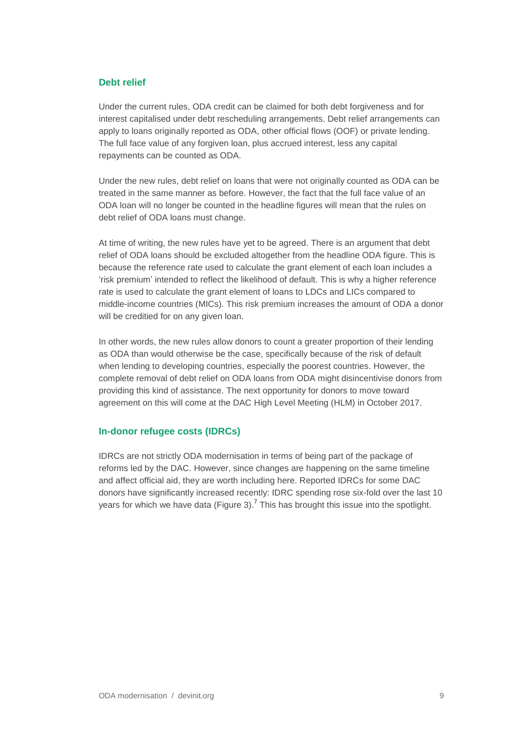## Debt relief

Under the current rules, ODA credit can be claimed for both debt forgiveness and for interest capitalised under debt rescheduling arrangements. Debt relief arrangements can apply to loans originally reported as ODA, other official flows (OOF) or private lending. The full face value of any forgiven loan, plus accrued interest, less any capital repayments can be counted as ODA.

Under the new rules, debt relief on loans that were not originally counted as ODA can be treated in the same manner as before. However, the fact that the full face value of an ODA loan will no longer be counted in the headline figures will mean that the rules on debt relief of ODA loans must change.

At time of writing, the new rules have yet to be agreed. There is an argument that debt relief of ODA loans should be excluded altogether from the headline ODA figure. This is because the reference rate used to calculate the grant element of each loan includes a 'risk premium' intended to reflect the likelihood of default. This is why a higher reference rate is used to calculate the grant element of loans to LDCs and LICs compared to middle-income countries (MICs). This risk premium increases the amount of ODA a donor will be creditied for on any given loan.

In other words, the new rules allow donors to count a greater proportion of their lending as ODA than would otherwise be the case, specifically because of the risk of default when lending to developing countries, especially the poorest countries. However, the complete removal of debt relief on ODA loans from ODA might disincentivise donors from providing this kind of assistance. The next opportunity for donors to move toward agreement on this will come at the DAC High Level Meeting (HLM) in October 2017.

## In-donor refugee costs (IDRCs)

IDRCs are not strictly ODA modernisation in terms of being part of the package of reforms led by the DAC. However, since changes are happening on the same timeline and affect official aid, they are worth including here. Reported IDRCs for some DAC donors have significantly increased recently: IDRC spending rose six-fold over the last 10 years for which we have data (Figure 3).[7] This has brought this issue into the spotlight.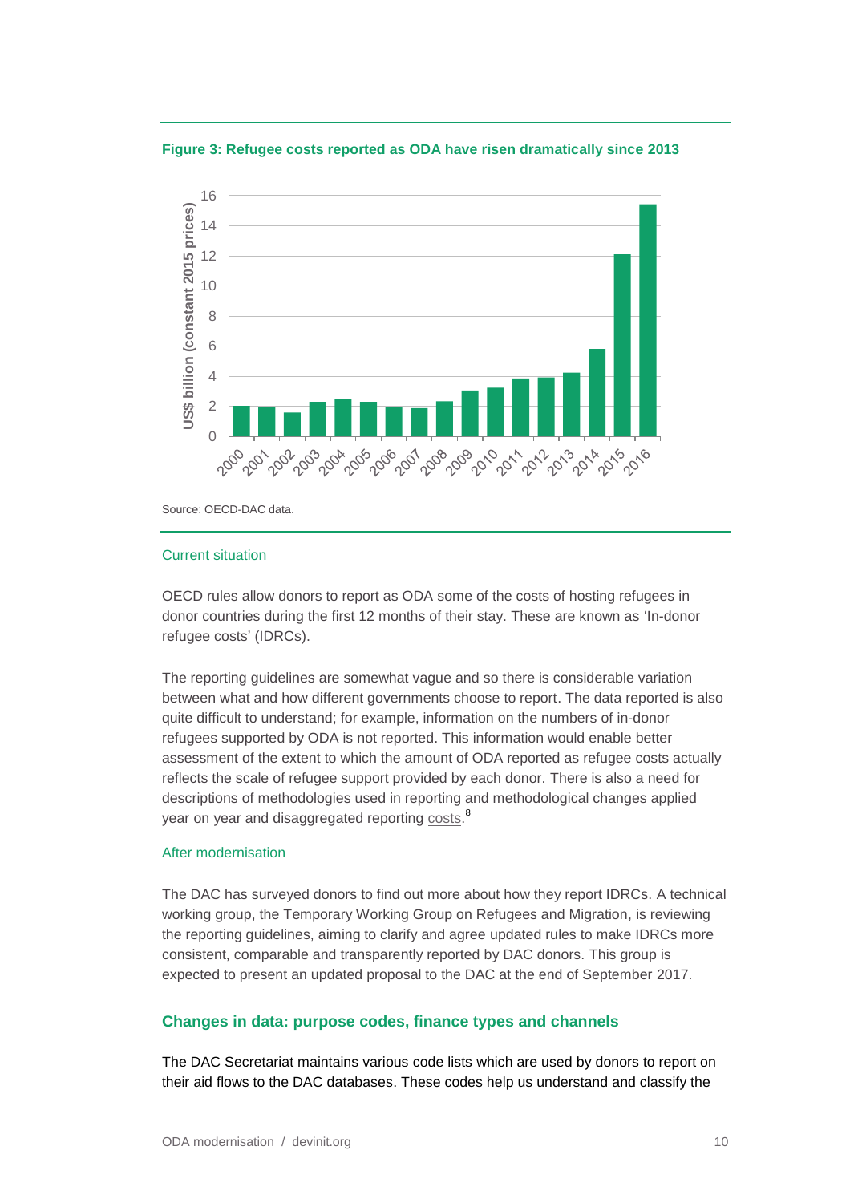**Figure 3: Refugee costs reported as ODA have risen dramatically since 2013**

Source: OECD-DAC data.

### Current situation

OECD rules allow donors to report as ODA some of the costs of hosting refugees in donor countries during the first 12 months of their stay. These are known as 'In-donor refugee costs' (IDRCs).

The reporting guidelines are somewhat vague and so there is considerable variation between what and how different governments choose to report. The data reported is also quite difficult to understand; for example, information on the numbers of in-donor refugees supported by ODA is not reported. This information would enable better assessment of the extent to which the amount of ODA reported as refugee costs actually reflects the scale of refugee support provided by each donor. There is also a need for descriptions of methodologies used in reporting and methodological changes applied year on year and disaggregated reporting costs.[8]

### After modernisation

The DAC has surveyed donors to find out more about how they report IDRCs. A technical working group, the Temporary Working Group on Refugees and Migration, is reviewing the reporting guidelines, aiming to clarify and agree updated rules to make IDRCs more consistent, comparable and transparently reported by DAC donors. This group is expected to present an updated proposal to the DAC at the end of September 2017.

## Changes in data: purpose codes, finance types and channels

The DAC Secretariat maintains various code lists which are used by donors to report on their aid flows to the DAC databases. These codes help us understand and classify the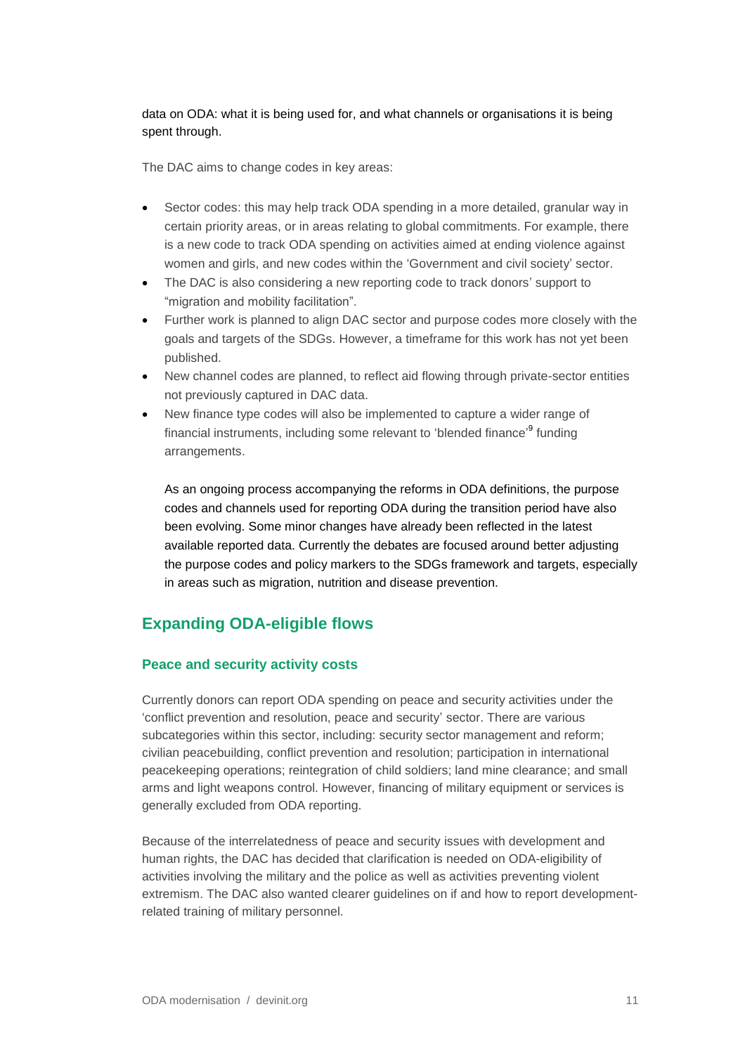data on ODA: what it is being used for, and what channels or organisations it is being spent through.

The DAC aims to change codes in key areas:

- Sector codes: this may help track ODA spending in a more detailed, granular way in certain priority areas, or in areas relating to global commitments. For example, there is a new code to track ODA spending on activities aimed at ending violence against women and girls, and new codes within the 'Government and civil society' sector.
- The DAC is also considering a new reporting code to track donors' support to "migration and mobility facilitation".
- Further work is planned to align DAC sector and purpose codes more closely with the goals and targets of the SDGs. However, a timeframe for this work has not yet been published.
- New channel codes are planned, to reflect aid flowing through private-sector entities not previously captured in DAC data.
- New finance type codes will also be implemented to capture a wider range of financial instruments, including some relevant to 'blended finance'[9] funding arrangements.

As an ongoing process accompanying the reforms in ODA definitions, the purpose codes and channels used for reporting ODA during the transition period have also been evolving. Some minor changes have already been reflected in the latest available reported data. Currently the debates are focused around better adjusting the purpose codes and policy markers to the SDGs framework and targets, especially in areas such as migration, nutrition and disease prevention.

## Expanding ODA-eligible flows

### Peace and security activity costs

Currently donors can report ODA spending on peace and security activities under the 'conflict prevention and resolution, peace and security' sector. There are various subcategories within this sector, including: security sector management and reform; civilian peacebuilding, conflict prevention and resolution; participation in international peacekeeping operations; reintegration of child soldiers; land mine clearance; and small arms and light weapons control. However, financing of military equipment or services is generally excluded from ODA reporting.

Because of the interrelatedness of peace and security issues with development and human rights, the DAC has decided that clarification is needed on ODA-eligibility of activities involving the military and the police as well as activities preventing violent extremism. The DAC also wanted clearer guidelines on if and how to report development-related training of military personnel.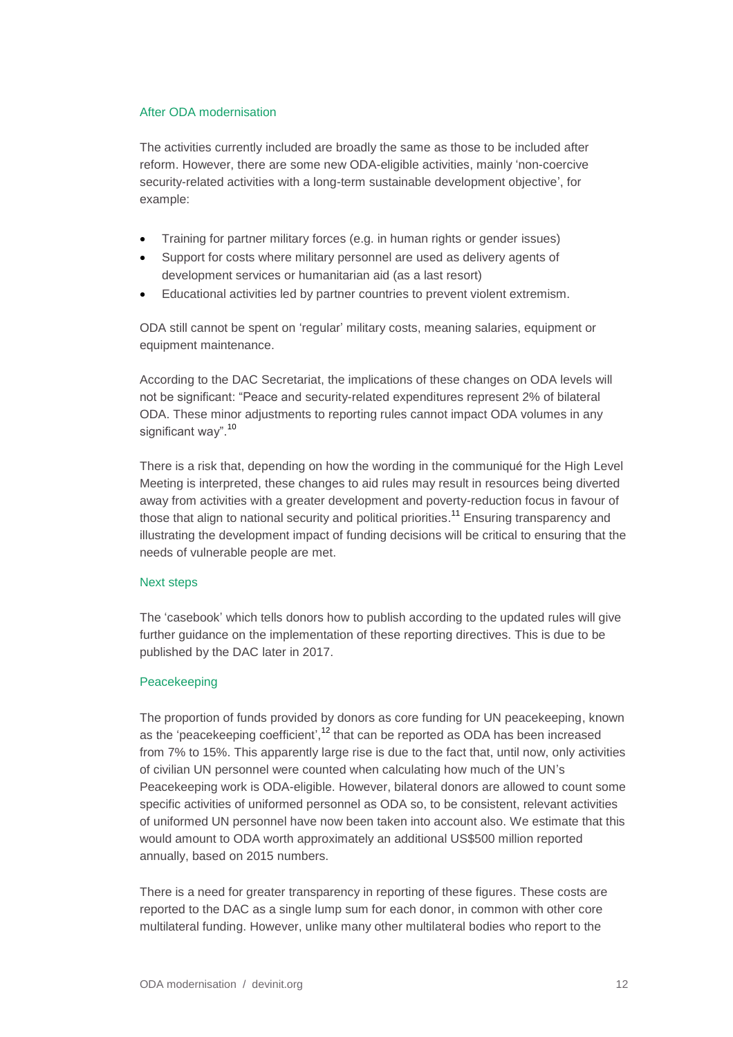### After ODA modernisation

The activities currently included are broadly the same as those to be included after reform. However, there are some new ODA-eligible activities, mainly 'non-coercive security-related activities with a long-term sustainable development objective', for example:

- Training for partner military forces (e.g. in human rights or gender issues)
- Support for costs where military personnel are used as delivery agents of development services or humanitarian aid (as a last resort)
- Educational activities led by partner countries to prevent violent extremism.

ODA still cannot be spent on 'regular' military costs, meaning salaries, equipment or equipment maintenance.

According to the DAC Secretariat, the implications of these changes on ODA levels will not be significant: "Peace and security-related expenditures represent 2% of bilateral ODA. These minor adjustments to reporting rules cannot impact ODA volumes in any significant way".[10]

There is a risk that, depending on how the wording in the communiqué for the High Level Meeting is interpreted, these changes to aid rules may result in resources being diverted away from activities with a greater development and poverty-reduction focus in favour of those that align to national security and political priorities.[11] Ensuring transparency and illustrating the development impact of funding decisions will be critical to ensuring that the needs of vulnerable people are met.

### Next steps

The 'casebook' which tells donors how to publish according to the updated rules will give further guidance on the implementation of these reporting directives. This is due to be published by the DAC later in 2017.

### Peacekeeping

The proportion of funds provided by donors as core funding for UN peacekeeping, known as the 'peacekeeping coefficient',[12] that can be reported as ODA has been increased from 7% to 15%. This apparently large rise is due to the fact that, until now, only activities of civilian UN personnel were counted when calculating how much of the UN's Peacekeeping work is ODA-eligible. However, bilateral donors are allowed to count some specific activities of uniformed personnel as ODA so, to be consistent, relevant activities of uniformed UN personnel have now been taken into account also. We estimate that this would amount to ODA worth approximately an additional US$500 million reported annually, based on 2015 numbers.

There is a need for greater transparency in reporting of these figures. These costs are reported to the DAC as a single lump sum for each donor, in common with other core multilateral funding. However, unlike many other multilateral bodies who report to the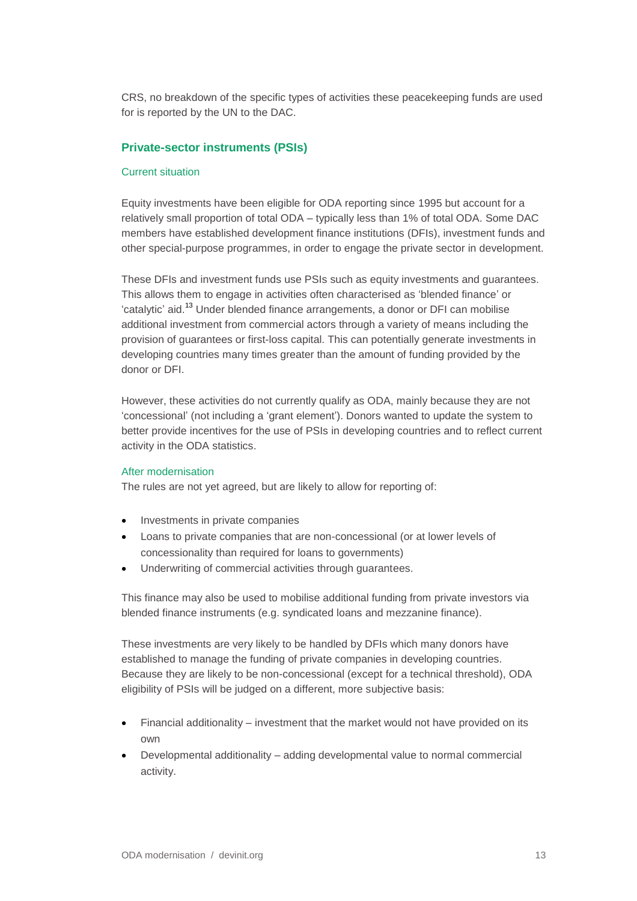CRS, no breakdown of the specific types of activities these peacekeeping funds are used for is reported by the UN to the DAC.

### Private-sector instruments (PSIs)

#### Current situation

Equity investments have been eligible for ODA reporting since 1995 but account for a relatively small proportion of total ODA – typically less than 1% of total ODA. Some DAC members have established development finance institutions (DFIs), investment funds and other special-purpose programmes, in order to engage the private sector in development.

These DFIs and investment funds use PSIs such as equity investments and guarantees. This allows them to engage in activities often characterised as 'blended finance' or 'catalytic' aid.[13] Under blended finance arrangements, a donor or DFI can mobilise additional investment from commercial actors through a variety of means including the provision of guarantees or first-loss capital. This can potentially generate investments in developing countries many times greater than the amount of funding provided by the donor or DFI.

However, these activities do not currently qualify as ODA, mainly because they are not 'concessional' (not including a 'grant element'). Donors wanted to update the system to better provide incentives for the use of PSIs in developing countries and to reflect current activity in the ODA statistics.

#### After modernisation

The rules are not yet agreed, but are likely to allow for reporting of:

- Investments in private companies
- Loans to private companies that are non-concessional (or at lower levels of concessionality than required for loans to governments)
- Underwriting of commercial activities through guarantees.

This finance may also be used to mobilise additional funding from private investors via blended finance instruments (e.g. syndicated loans and mezzanine finance).

These investments are very likely to be handled by DFIs which many donors have established to manage the funding of private companies in developing countries. Because they are likely to be non-concessional (except for a technical threshold), ODA eligibility of PSIs will be judged on a different, more subjective basis:

- Financial additionality – investment that the market would not have provided on its own
- Developmental additionality – adding developmental value to normal commercial activity.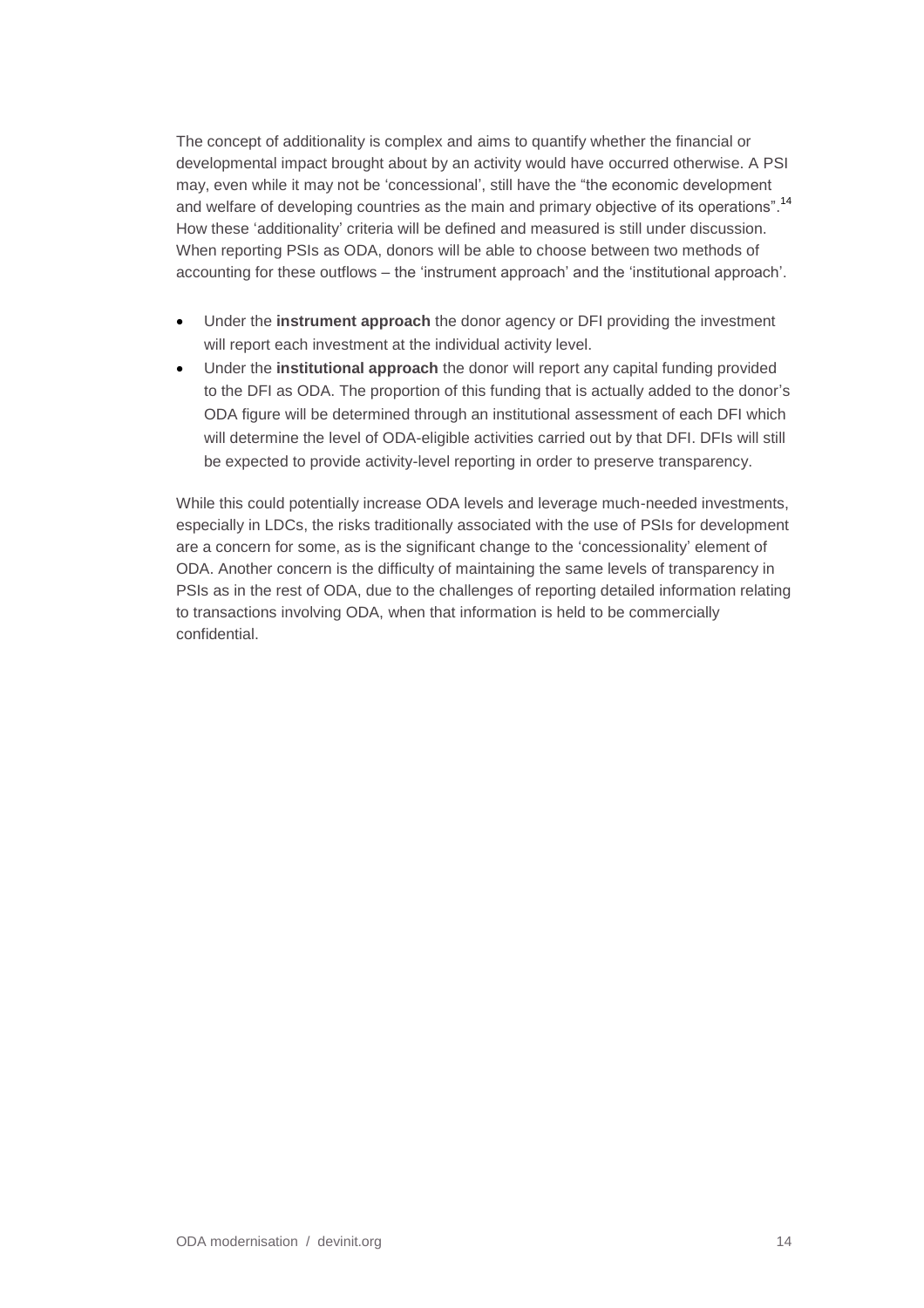The concept of additionality is complex and aims to quantify whether the financial or developmental impact brought about by an activity would have occurred otherwise. A PSI may, even while it may not be 'concessional', still have the "the economic development and welfare of developing countries as the main and primary objective of its operations".[14] How these 'additionality' criteria will be defined and measured is still under discussion. When reporting PSIs as ODA, donors will be able to choose between two methods of accounting for these outflows – the 'instrument approach' and the 'institutional approach'.

- Under the **instrument approach** the donor agency or DFI providing the investment will report each investment at the individual activity level.
- Under the **institutional approach** the donor will report any capital funding provided to the DFI as ODA. The proportion of this funding that is actually added to the donor's ODA figure will be determined through an institutional assessment of each DFI which will determine the level of ODA-eligible activities carried out by that DFI. DFIs will still be expected to provide activity-level reporting in order to preserve transparency.

While this could potentially increase ODA levels and leverage much-needed investments, especially in LDCs, the risks traditionally associated with the use of PSIs for development are a concern for some, as is the significant change to the 'concessionality' element of ODA. Another concern is the difficulty of maintaining the same levels of transparency in PSIs as in the rest of ODA, due to the challenges of reporting detailed information relating to transactions involving ODA, when that information is held to be commercially confidential.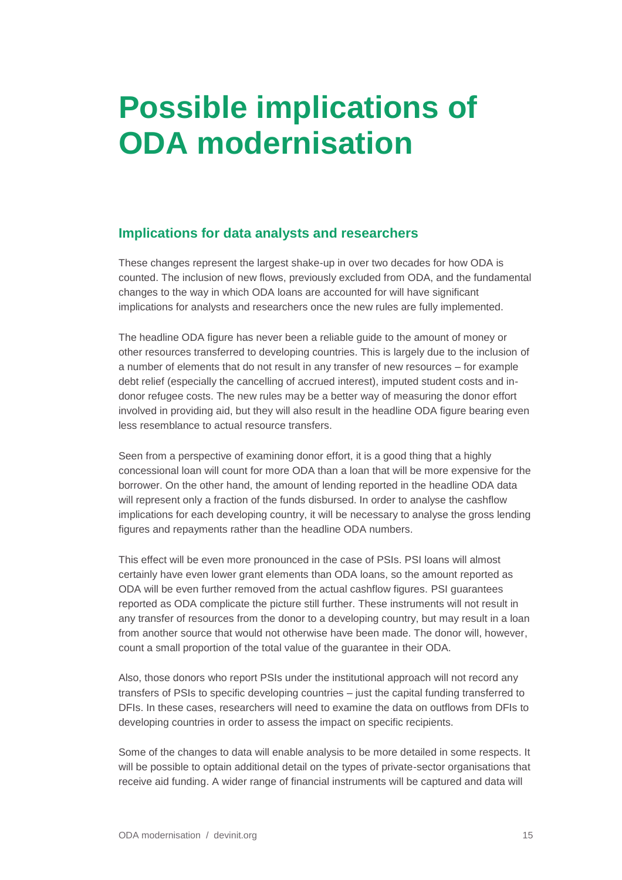# Possible implications of ODA modernisation

## Implications for data analysts and researchers

These changes represent the largest shake-up in over two decades for how ODA is counted. The inclusion of new flows, previously excluded from ODA, and the fundamental changes to the way in which ODA loans are accounted for will have significant implications for analysts and researchers once the new rules are fully implemented.

The headline ODA figure has never been a reliable guide to the amount of money or other resources transferred to developing countries. This is largely due to the inclusion of a number of elements that do not result in any transfer of new resources – for example debt relief (especially the cancelling of accrued interest), imputed student costs and in-donor refugee costs. The new rules may be a better way of measuring the donor effort involved in providing aid, but they will also result in the headline ODA figure bearing even less resemblance to actual resource transfers.

Seen from a perspective of examining donor effort, it is a good thing that a highly concessional loan will count for more ODA than a loan that will be more expensive for the borrower. On the other hand, the amount of lending reported in the headline ODA data will represent only a fraction of the funds disbursed. In order to analyse the cashflow implications for each developing country, it will be necessary to analyse the gross lending figures and repayments rather than the headline ODA numbers.

This effect will be even more pronounced in the case of PSIs. PSI loans will almost certainly have even lower grant elements than ODA loans, so the amount reported as ODA will be even further removed from the actual cashflow figures. PSI guarantees reported as ODA complicate the picture still further. These instruments will not result in any transfer of resources from the donor to a developing country, but may result in a loan from another source that would not otherwise have been made. The donor will, however, count a small proportion of the total value of the guarantee in their ODA.

Also, those donors who report PSIs under the institutional approach will not record any transfers of PSIs to specific developing countries – just the capital funding transferred to DFIs. In these cases, researchers will need to examine the data on outflows from DFIs to developing countries in order to assess the impact on specific recipients.

Some of the changes to data will enable analysis to be more detailed in some respects. It will be possible to optain additional detail on the types of private-sector organisations that receive aid funding. A wider range of financial instruments will be captured and data will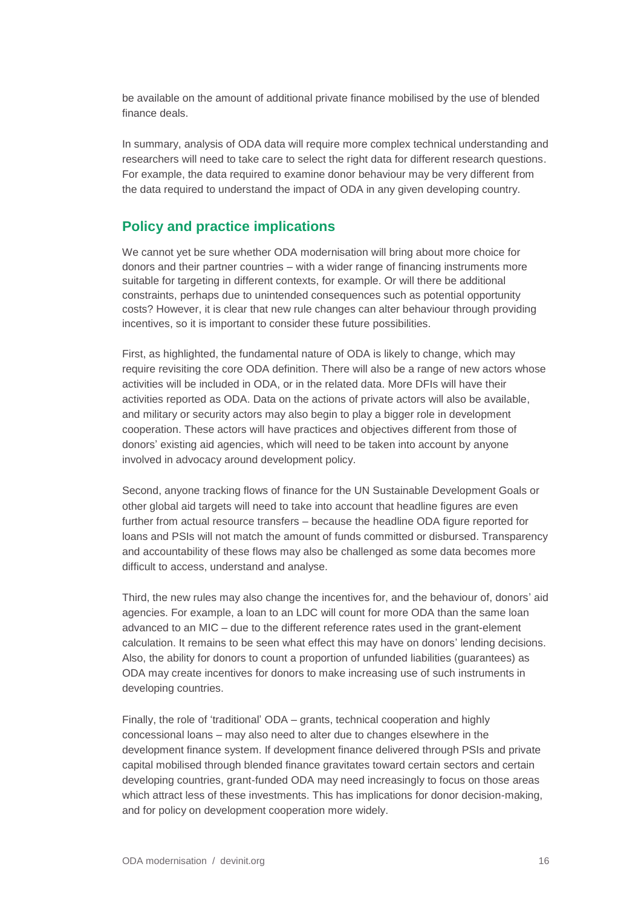be available on the amount of additional private finance mobilised by the use of blended finance deals.

In summary, analysis of ODA data will require more complex technical understanding and researchers will need to take care to select the right data for different research questions. For example, the data required to examine donor behaviour may be very different from the data required to understand the impact of ODA in any given developing country.

## Policy and practice implications

We cannot yet be sure whether ODA modernisation will bring about more choice for donors and their partner countries – with a wider range of financing instruments more suitable for targeting in different contexts, for example. Or will there be additional constraints, perhaps due to unintended consequences such as potential opportunity costs? However, it is clear that new rule changes can alter behaviour through providing incentives, so it is important to consider these future possibilities.

First, as highlighted, the fundamental nature of ODA is likely to change, which may require revisiting the core ODA definition. There will also be a range of new actors whose activities will be included in ODA, or in the related data. More DFIs will have their activities reported as ODA. Data on the actions of private actors will also be available, and military or security actors may also begin to play a bigger role in development cooperation. These actors will have practices and objectives different from those of donors' existing aid agencies, which will need to be taken into account by anyone involved in advocacy around development policy.

Second, anyone tracking flows of finance for the UN Sustainable Development Goals or other global aid targets will need to take into account that headline figures are even further from actual resource transfers – because the headline ODA figure reported for loans and PSIs will not match the amount of funds committed or disbursed. Transparency and accountability of these flows may also be challenged as some data becomes more difficult to access, understand and analyse.

Third, the new rules may also change the incentives for, and the behaviour of, donors' aid agencies. For example, a loan to an LDC will count for more ODA than the same loan advanced to an MIC – due to the different reference rates used in the grant-element calculation. It remains to be seen what effect this may have on donors' lending decisions. Also, the ability for donors to count a proportion of unfunded liabilities (guarantees) as ODA may create incentives for donors to make increasing use of such instruments in developing countries.

Finally, the role of 'traditional' ODA – grants, technical cooperation and highly concessional loans – may also need to alter due to changes elsewhere in the development finance system. If development finance delivered through PSIs and private capital mobilised through blended finance gravitates toward certain sectors and certain developing countries, grant-funded ODA may need increasingly to focus on those areas which attract less of these investments. This has implications for donor decision-making, and for policy on development cooperation more widely.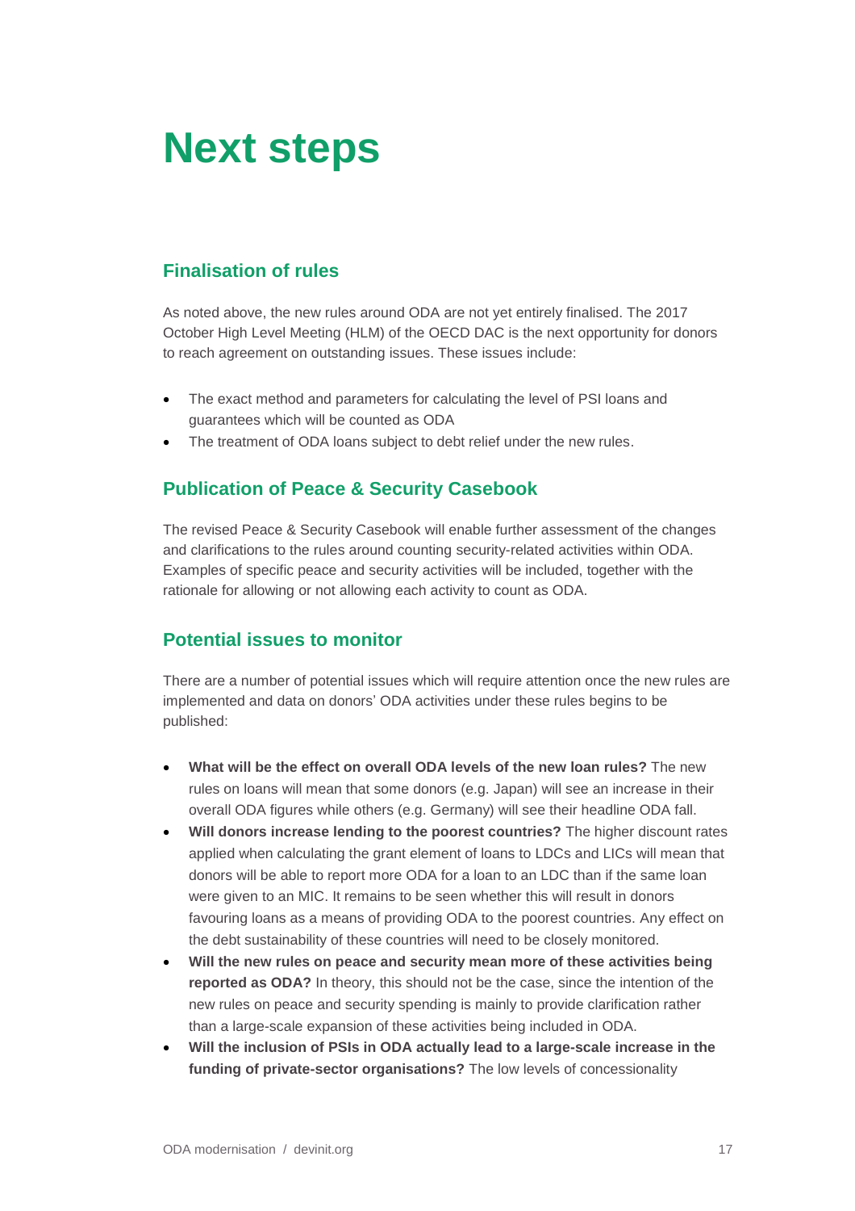# Next steps

## Finalisation of rules

As noted above, the new rules around ODA are not yet entirely finalised. The 2017 October High Level Meeting (HLM) of the OECD DAC is the next opportunity for donors to reach agreement on outstanding issues. These issues include:

- The exact method and parameters for calculating the level of PSI loans and guarantees which will be counted as ODA
- The treatment of ODA loans subject to debt relief under the new rules.

## Publication of Peace & Security Casebook

The revised Peace & Security Casebook will enable further assessment of the changes and clarifications to the rules around counting security-related activities within ODA. Examples of specific peace and security activities will be included, together with the rationale for allowing or not allowing each activity to count as ODA.

## Potential issues to monitor

There are a number of potential issues which will require attention once the new rules are implemented and data on donors' ODA activities under these rules begins to be published:

- **What will be the effect on overall ODA levels of the new loan rules?** The new rules on loans will mean that some donors (e.g. Japan) will see an increase in their overall ODA figures while others (e.g. Germany) will see their headline ODA fall.
- **Will donors increase lending to the poorest countries?** The higher discount rates applied when calculating the grant element of loans to LDCs and LICs will mean that donors will be able to report more ODA for a loan to an LDC than if the same loan were given to an MIC. It remains to be seen whether this will result in donors favouring loans as a means of providing ODA to the poorest countries. Any effect on the debt sustainability of these countries will need to be closely monitored.
- **Will the new rules on peace and security mean more of these activities being reported as ODA?** In theory, this should not be the case, since the intention of the new rules on peace and security spending is mainly to provide clarification rather than a large-scale expansion of these activities being included in ODA.
- **Will the inclusion of PSIs in ODA actually lead to a large-scale increase in the funding of private-sector organisations?** The low levels of concessionality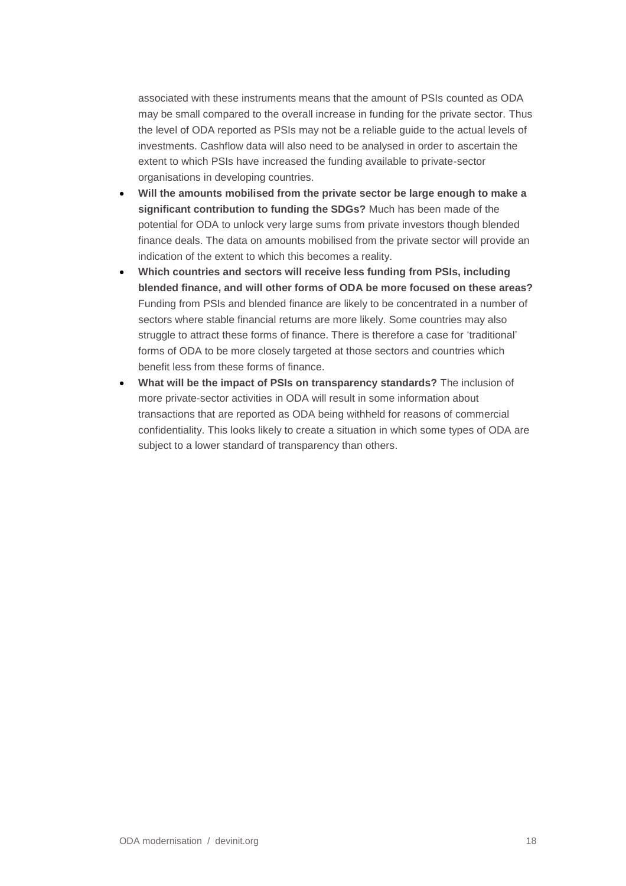associated with these instruments means that the amount of PSIs counted as ODA may be small compared to the overall increase in funding for the private sector. Thus the level of ODA reported as PSIs may not be a reliable guide to the actual levels of investments. Cashflow data will also need to be analysed in order to ascertain the extent to which PSIs have increased the funding available to private-sector organisations in developing countries.

- **Will the amounts mobilised from the private sector be large enough to make a significant contribution to funding the SDGs?** Much has been made of the potential for ODA to unlock very large sums from private investors though blended finance deals. The data on amounts mobilised from the private sector will provide an indication of the extent to which this becomes a reality.
- **Which countries and sectors will receive less funding from PSIs, including blended finance, and will other forms of ODA be more focused on these areas?** Funding from PSIs and blended finance are likely to be concentrated in a number of sectors where stable financial returns are more likely. Some countries may also struggle to attract these forms of finance. There is therefore a case for 'traditional' forms of ODA to be more closely targeted at those sectors and countries which benefit less from these forms of finance.
- **What will be the impact of PSIs on transparency standards?** The inclusion of more private-sector activities in ODA will result in some information about transactions that are reported as ODA being withheld for reasons of commercial confidentiality. This looks likely to create a situation in which some types of ODA are subject to a lower standard of transparency than others.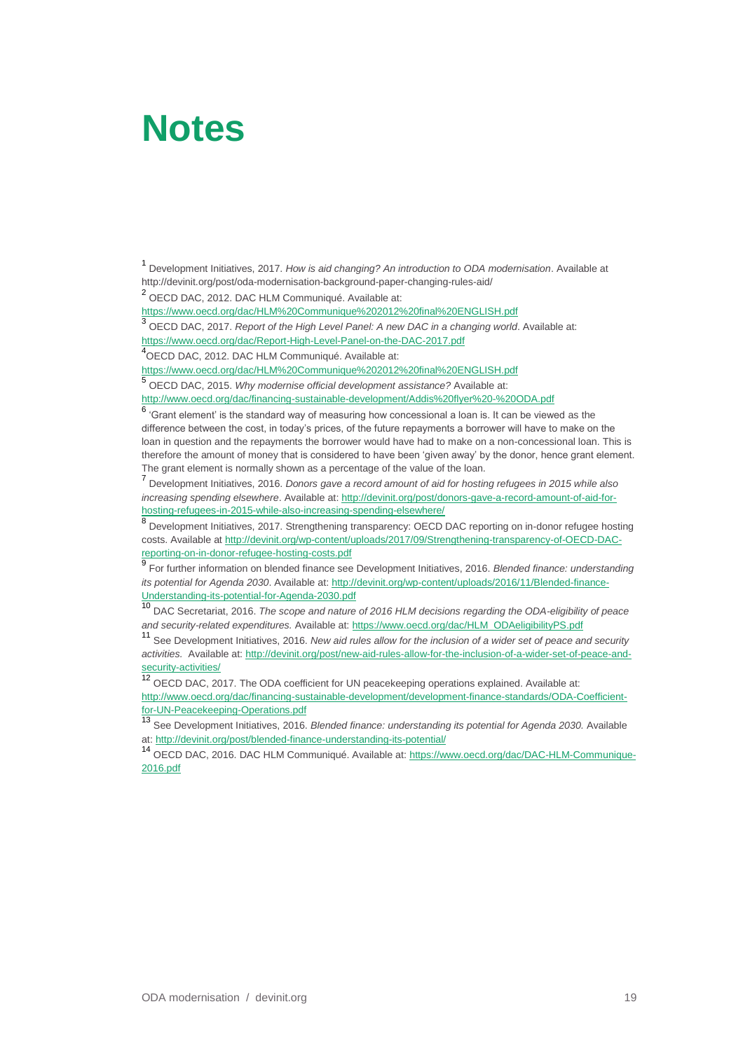# Notes

[1] Development Initiatives, 2017. *How is aid changing? An introduction to ODA modernisation*. Available at http://devinit.org/post/oda-modernisation-background-paper-changing-rules-aid/

[2] OECD DAC, 2012. DAC HLM Communiqué. Available at: https://www.oecd.org/dac/HLM%20Communique%202012%20final%20ENGLISH.pdf

[3] OECD DAC, 2017. *Report of the High Level Panel: A new DAC in a changing world*. Available at: https://www.oecd.org/dac/Report-High-Level-Panel-on-the-DAC-2017.pdf

[4] OECD DAC, 2012. DAC HLM Communiqué. Available at: https://www.oecd.org/dac/HLM%20Communique%202012%20final%20ENGLISH.pdf

[5] OECD DAC, 2015. *Why modernise official development assistance?* Available at: http://www.oecd.org/dac/financing-sustainable-development/Addis%20flyer%20-%20ODA.pdf

[6] 'Grant element' is the standard way of measuring how concessional a loan is. It can be viewed as the difference between the cost, in today's prices, of the future repayments a borrower will have to make on the loan in question and the repayments the borrower would have had to make on a non-concessional loan. This is therefore the amount of money that is considered to have been 'given away' by the donor, hence grant element. The grant element is normally shown as a percentage of the value of the loan.

[7] Development Initiatives, 2016. *Donors gave a record amount of aid for hosting refugees in 2015 while also increasing spending elsewhere*. Available at: http://devinit.org/post/donors-gave-a-record-amount-of-aid-for-hosting-refugees-in-2015-while-also-increasing-spending-elsewhere/

[8] Development Initiatives, 2017. Strengthening transparency: OECD DAC reporting on in-donor refugee hosting costs. Available at http://devinit.org/wp-content/uploads/2017/09/Strengthening-transparency-of-OECD-DAC-reporting-on-in-donor-refugee-hosting-costs.pdf

[9] For further information on blended finance see Development Initiatives, 2016. *Blended finance: understanding its potential for Agenda 2030*. Available at: http://devinit.org/wp-content/uploads/2016/11/Blended-finance-Understanding-its-potential-for-Agenda-2030.pdf

[10] DAC Secretariat, 2016. *The scope and nature of 2016 HLM decisions regarding the ODA-eligibility of peace and security-related expenditures.* Available at: https://www.oecd.org/dac/HLM_ODAeligibilityPS.pdf

[11] See Development Initiatives, 2016. *New aid rules allow for the inclusion of a wider set of peace and security activities.* Available at: http://devinit.org/post/new-aid-rules-allow-for-the-inclusion-of-a-wider-set-of-peace-and-security-activities/

[12] OECD DAC, 2017. The ODA coefficient for UN peacekeeping operations explained. Available at: http://www.oecd.org/dac/financing-sustainable-development/development-finance-standards/ODA-Coefficient-for-UN-Peacekeeping-Operations.pdf

[13] See Development Initiatives, 2016. *Blended finance: understanding its potential for Agenda 2030.* Available at: http://devinit.org/post/blended-finance-understanding-its-potential/

[14] OECD DAC, 2016. DAC HLM Communiqué. Available at: https://www.oecd.org/dac/DAC-HLM-Communique-2016.pdf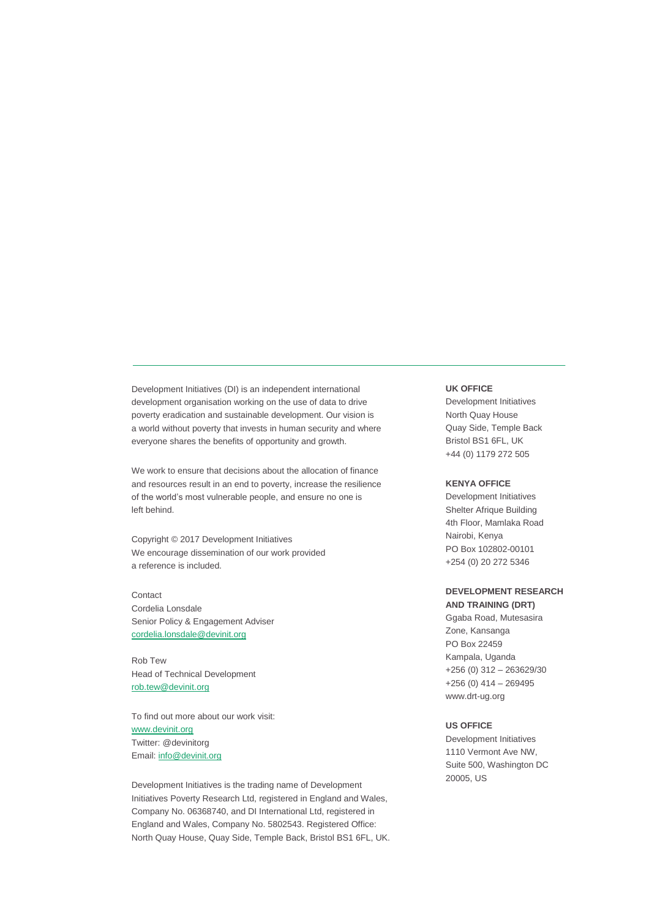Development Initiatives (DI) is an independent international development organisation working on the use of data to drive poverty eradication and sustainable development. Our vision is a world without poverty that invests in human security and where everyone shares the benefits of opportunity and growth.

We work to ensure that decisions about the allocation of finance and resources result in an end to poverty, increase the resilience of the world's most vulnerable people, and ensure no one is left behind.

Copyright © 2017 Development Initiatives
We encourage dissemination of our work provided a reference is included.

Contact
Cordelia Lonsdale
Senior Policy & Engagement Adviser
cordelia.lonsdale@devinit.org

Rob Tew
Head of Technical Development
rob.tew@devinit.org

To find out more about our work visit:
www.devinit.org
Twitter: @devinitorg
Email: info@devinit.org

Development Initiatives is the trading name of Development Initiatives Poverty Research Ltd, registered in England and Wales, Company No. 06368740, and DI International Ltd, registered in England and Wales, Company No. 5802543. Registered Office: North Quay House, Quay Side, Temple Back, Bristol BS1 6FL, UK.

**UK OFFICE**
Development Initiatives
North Quay House
Quay Side, Temple Back
Bristol BS1 6FL, UK
+44 (0) 1179 272 505

**KENYA OFFICE**
Development Initiatives
Shelter Afrique Building
4th Floor, Mamlaka Road
Nairobi, Kenya
PO Box 102802-00101
+254 (0) 20 272 5346

**DEVELOPMENT RESEARCH AND TRAINING (DRT)**
Ggaba Road, Mutesasira
Zone, Kansanga
PO Box 22459
Kampala, Uganda
+256 (0) 312 – 263629/30
+256 (0) 414 – 269495
www.drt-ug.org

**US OFFICE**
Development Initiatives
1110 Vermont Ave NW,
Suite 500, Washington DC
20005, US